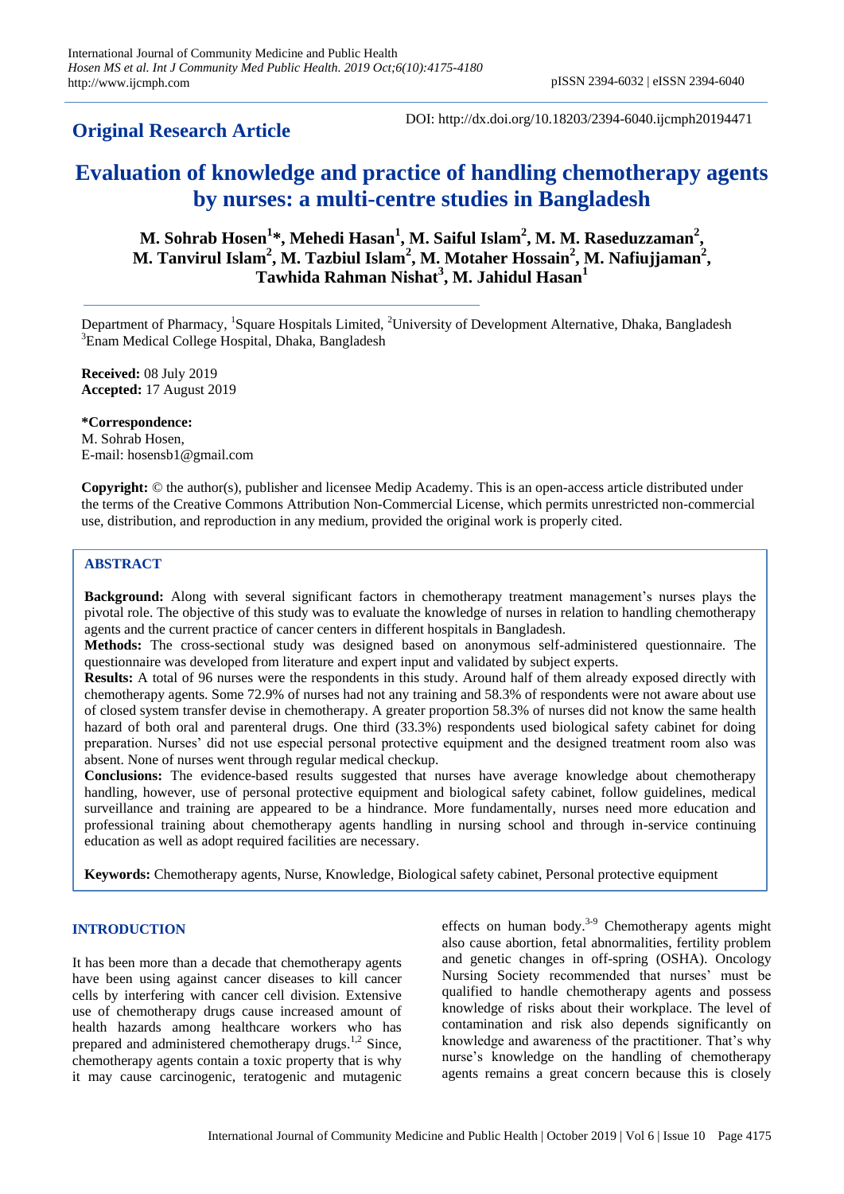**Original Research Article**

DOI: http://dx.doi.org/10.18203/2394-6040.ijcmph20194471

# Evaluation of knowledge and practice of handling chemotherapy agents by nurses: a multi-centre studies in Bangladesh

**M. Sohrab Hosen[1]\*, Mehedi Hasan[1], M. Saiful Islam[2], M. M. Raseduzzaman[2], M. Tanvirul Islam[2], M. Tazbiul Islam[2], M. Motaher Hossain[2], M. Nafiujjaman[2], Tawhida Rahman Nishat[3], M. Jahidul Hasan[1]**

Department of Pharmacy, [1]Square Hospitals Limited, [2]University of Development Alternative, Dhaka, Bangladesh
[3]Enam Medical College Hospital, Dhaka, Bangladesh

**Received:** 08 July 2019
**Accepted:** 17 August 2019

**\*Correspondence:**
M. Sohrab Hosen,
E-mail: hosensb1@gmail.com

**Copyright:** © the author(s), publisher and licensee Medip Academy. This is an open-access article distributed under the terms of the Creative Commons Attribution Non-Commercial License, which permits unrestricted non-commercial use, distribution, and reproduction in any medium, provided the original work is properly cited.

## ABSTRACT

**Background:** Along with several significant factors in chemotherapy treatment management's nurses plays the pivotal role. The objective of this study was to evaluate the knowledge of nurses in relation to handling chemotherapy agents and the current practice of cancer centers in different hospitals in Bangladesh.

**Methods:** The cross-sectional study was designed based on anonymous self-administered questionnaire. The questionnaire was developed from literature and expert input and validated by subject experts.

**Results:** A total of 96 nurses were the respondents in this study. Around half of them already exposed directly with chemotherapy agents. Some 72.9% of nurses had not any training and 58.3% of respondents were not aware about use of closed system transfer devise in chemotherapy. A greater proportion 58.3% of nurses did not know the same health hazard of both oral and parenteral drugs. One third (33.3%) respondents used biological safety cabinet for doing preparation. Nurses' did not use especial personal protective equipment and the designed treatment room also was absent. None of nurses went through regular medical checkup.

**Conclusions:** The evidence-based results suggested that nurses have average knowledge about chemotherapy handling, however, use of personal protective equipment and biological safety cabinet, follow guidelines, medical surveillance and training are appeared to be a hindrance. More fundamentally, nurses need more education and professional training about chemotherapy agents handling in nursing school and through in-service continuing education as well as adopt required facilities are necessary.

**Keywords:** Chemotherapy agents, Nurse, Knowledge, Biological safety cabinet, Personal protective equipment

## INTRODUCTION

It has been more than a decade that chemotherapy agents have been using against cancer diseases to kill cancer cells by interfering with cancer cell division. Extensive use of chemotherapy drugs cause increased amount of health hazards among healthcare workers who has prepared and administered chemotherapy drugs.[1,2] Since, chemotherapy agents contain a toxic property that is why it may cause carcinogenic, teratogenic and mutagenic effects on human body.[3-9] Chemotherapy agents might also cause abortion, fetal abnormalities, fertility problem and genetic changes in off-spring (OSHA). Oncology Nursing Society recommended that nurses' must be qualified to handle chemotherapy agents and possess knowledge of risks about their workplace. The level of contamination and risk also depends significantly on knowledge and awareness of the practitioner. That's why nurse's knowledge on the handling of chemotherapy agents remains a great concern because this is closely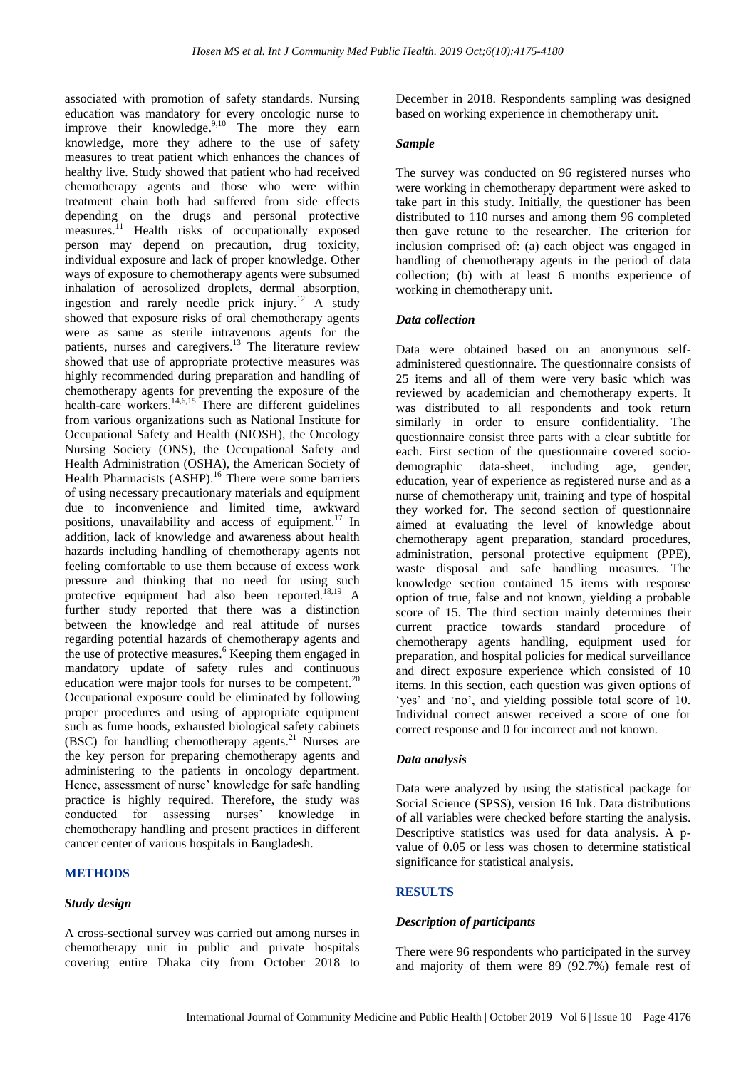associated with promotion of safety standards. Nursing education was mandatory for every oncologic nurse to improve their knowledge.[9,10] The more they earn knowledge, more they adhere to the use of safety measures to treat patient which enhances the chances of healthy live. Study showed that patient who had received chemotherapy agents and those who were within treatment chain both had suffered from side effects depending on the drugs and personal protective measures.[11] Health risks of occupationally exposed person may depend on precaution, drug toxicity, individual exposure and lack of proper knowledge. Other ways of exposure to chemotherapy agents were subsumed inhalation of aerosolized droplets, dermal absorption, ingestion and rarely needle prick injury.[12] A study showed that exposure risks of oral chemotherapy agents were as same as sterile intravenous agents for the patients, nurses and caregivers.[13] The literature review showed that use of appropriate protective measures was highly recommended during preparation and handling of chemotherapy agents for preventing the exposure of the health-care workers.[14,6,15] There are different guidelines from various organizations such as National Institute for Occupational Safety and Health (NIOSH), the Oncology Nursing Society (ONS), the Occupational Safety and Health Administration (OSHA), the American Society of Health Pharmacists (ASHP).[16] There were some barriers of using necessary precautionary materials and equipment due to inconvenience and limited time, awkward positions, unavailability and access of equipment.[17] In addition, lack of knowledge and awareness about health hazards including handling of chemotherapy agents not feeling comfortable to use them because of excess work pressure and thinking that no need for using such protective equipment had also been reported.[18,19] A further study reported that there was a distinction between the knowledge and real attitude of nurses regarding potential hazards of chemotherapy agents and the use of protective measures.[6] Keeping them engaged in mandatory update of safety rules and continuous education were major tools for nurses to be competent.[20] Occupational exposure could be eliminated by following proper procedures and using of appropriate equipment such as fume hoods, exhausted biological safety cabinets (BSC) for handling chemotherapy agents.[21] Nurses are the key person for preparing chemotherapy agents and administering to the patients in oncology department. Hence, assessment of nurse' knowledge for safe handling practice is highly required. Therefore, the study was conducted for assessing nurses' knowledge in chemotherapy handling and present practices in different cancer center of various hospitals in Bangladesh.

## METHODS

### *Study design*

A cross-sectional survey was carried out among nurses in chemotherapy unit in public and private hospitals covering entire Dhaka city from October 2018 to December in 2018. Respondents sampling was designed based on working experience in chemotherapy unit.

### *Sample*

The survey was conducted on 96 registered nurses who were working in chemotherapy department were asked to take part in this study. Initially, the questioner has been distributed to 110 nurses and among them 96 completed then gave retune to the researcher. The criterion for inclusion comprised of: (a) each object was engaged in handling of chemotherapy agents in the period of data collection; (b) with at least 6 months experience of working in chemotherapy unit.

### *Data collection*

Data were obtained based on an anonymous self-administered questionnaire. The questionnaire consists of 25 items and all of them were very basic which was reviewed by academician and chemotherapy experts. It was distributed to all respondents and took return similarly in order to ensure confidentiality. The questionnaire consist three parts with a clear subtitle for each. First section of the questionnaire covered socio-demographic data-sheet, including age, gender, education, year of experience as registered nurse and as a nurse of chemotherapy unit, training and type of hospital they worked for. The second section of questionnaire aimed at evaluating the level of knowledge about chemotherapy agent preparation, standard procedures, administration, personal protective equipment (PPE), waste disposal and safe handling measures. The knowledge section contained 15 items with response option of true, false and not known, yielding a probable score of 15. The third section mainly determines their current practice towards standard procedure of chemotherapy agents handling, equipment used for preparation, and hospital policies for medical surveillance and direct exposure experience which consisted of 10 items. In this section, each question was given options of 'yes' and 'no', and yielding possible total score of 10. Individual correct answer received a score of one for correct response and 0 for incorrect and not known.

### *Data analysis*

Data were analyzed by using the statistical package for Social Science (SPSS), version 16 Ink. Data distributions of all variables were checked before starting the analysis. Descriptive statistics was used for data analysis. A p-value of 0.05 or less was chosen to determine statistical significance for statistical analysis.

## RESULTS

### *Description of participants*

There were 96 respondents who participated in the survey and majority of them were 89 (92.7%) female rest of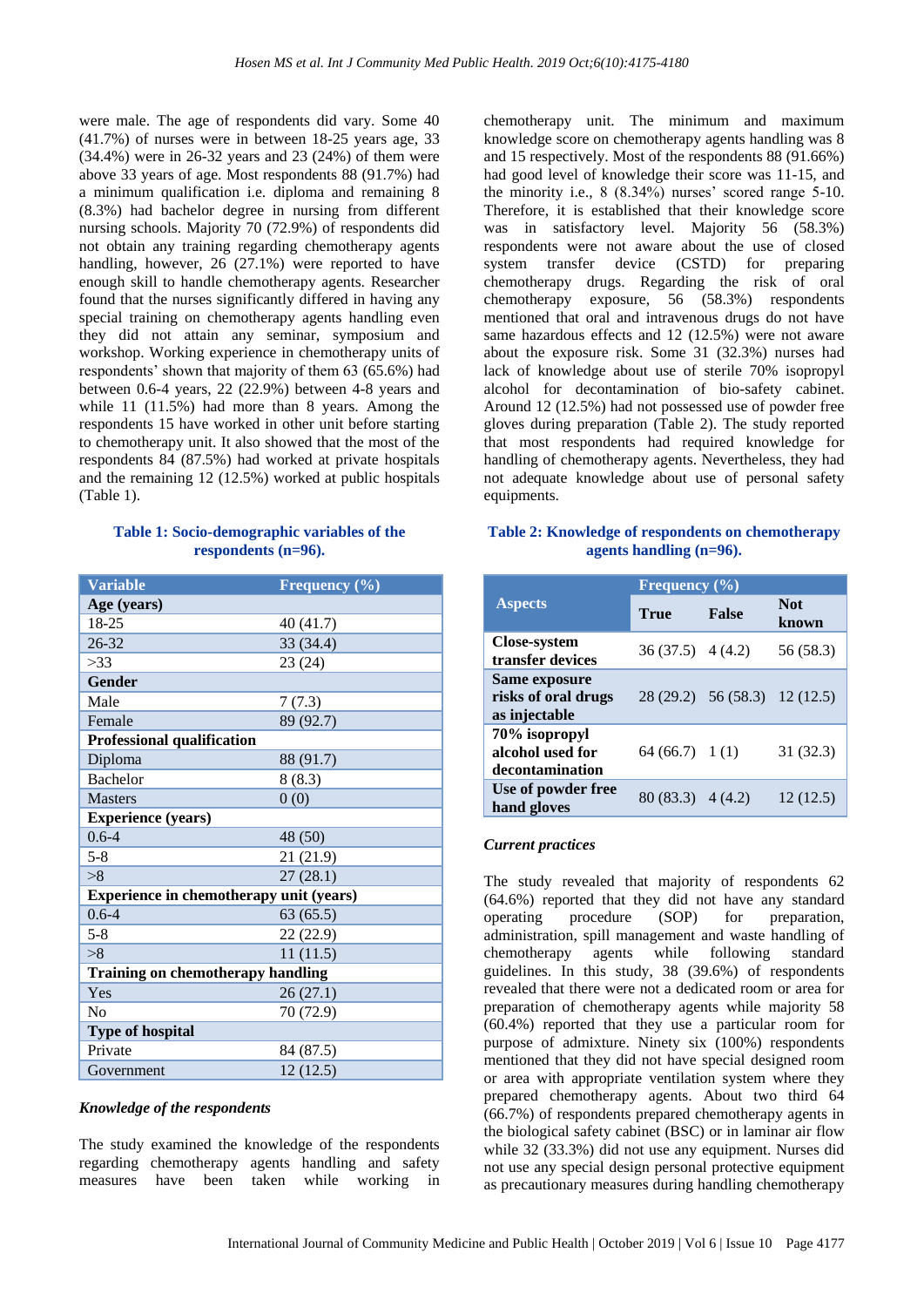were male. The age of respondents did vary. Some 40 (41.7%) of nurses were in between 18-25 years age, 33 (34.4%) were in 26-32 years and 23 (24%) of them were above 33 years of age. Most respondents 88 (91.7%) had a minimum qualification i.e. diploma and remaining 8 (8.3%) had bachelor degree in nursing from different nursing schools. Majority 70 (72.9%) of respondents did not obtain any training regarding chemotherapy agents handling, however, 26 (27.1%) were reported to have enough skill to handle chemotherapy agents. Researcher found that the nurses significantly differed in having any special training on chemotherapy agents handling even they did not attain any seminar, symposium and workshop. Working experience in chemotherapy units of respondents' shown that majority of them 63 (65.6%) had between 0.6-4 years, 22 (22.9%) between 4-8 years and while 11 (11.5%) had more than 8 years. Among the respondents 15 have worked in other unit before starting to the chemotherapy unit. It also showed that the most of the respondents 84 (87.5%) had worked at private hospitals and the remaining 12 (12.5%) worked at public hospitals (Table 1).

**Table 1: Socio-demographic variables of the respondents (n=96).**

| Variable | Frequency (%) |
|---|---|
| **Age (years)** | |
| 18-25 | 40 (41.7) |
| 26-32 | 33 (34.4) |
| >33 | 23 (24) |
| **Gender** | |
| Male | 7 (7.3) |
| Female | 89 (92.7) |
| **Professional qualification** | |
| Diploma | 88 (91.7) |
| Bachelor | 8 (8.3) |
| Masters | 0 (0) |
| **Experience (years)** | |
| 0.6-4 | 48 (50) |
| 5-8 | 21 (21.9) |
| >8 | 27 (28.1) |
| **Experience in chemotherapy unit (years)** | |
| 0.6-4 | 63 (65.5) |
| 5-8 | 22 (22.9) |
| >8 | 11 (11.5) |
| **Training on chemotherapy handling** | |
| Yes | 26 (27.1) |
| No | 70 (72.9) |
| **Type of hospital** | |
| Private | 84 (87.5) |
| Government | 12 (12.5) |

### *Knowledge of the respondents*

The study examined the knowledge of the respondents regarding chemotherapy agents handling and safety measures have been taken while working in chemotherapy unit. The minimum and maximum knowledge score on chemotherapy agents handling was 8 and 15 respectively. Most of the respondents 88 (91.66%) had good level of knowledge their score was 11-15, and the minority i.e., 8 (8.34%) nurses' scored range 5-10. Therefore, it is established that their knowledge score was in satisfactory level. Majority 56 (58.3%) respondents were not aware about the use of closed system transfer device (CSTD) for preparing chemotherapy drugs. Regarding the risk of oral chemotherapy exposure, 56 (58.3%) respondents mentioned that oral and intravenous drugs do not have same hazardous effects and 12 (12.5%) were not aware about the exposure risk. Some 31 (32.3%) nurses had lack of knowledge about use of sterile 70% isopropyl alcohol for decontamination of bio-safety cabinet. Around 12 (12.5%) had not possessed use of powder free gloves during preparation (Table 2). The study reported that most respondents had required knowledge for handling of chemotherapy agents. Nevertheless, they had not adequate knowledge about use of personal safety equipments.

**Table 2: Knowledge of respondents on chemotherapy agents handling (n=96).**

| Aspects | Frequency (%) | | |
|---|---|---|---|
| | True | False | Not known |
| Close-system transfer devices | 36 (37.5) | 4 (4.2) | 56 (58.3) |
| Same exposure risks of oral drugs as injectable | 28 (29.2) | 56 (58.3) | 12 (12.5) |
| 70% isopropyl alcohol used for decontamination | 64 (66.7) | 1 (1) | 31 (32.3) |
| Use of powder free hand gloves | 80 (83.3) | 4 (4.2) | 12 (12.5) |

### *Current practices*

The study revealed that majority of respondents 62 (64.6%) reported that they did not have any standard operating procedure (SOP) for preparation, administration, spill management and waste handling of chemotherapy agents while following standard guidelines. In this study, 38 (39.6%) of respondents revealed that there were not a dedicated room or area for preparation of chemotherapy agents while majority 58 (60.4%) reported that they use a particular room for purpose of admixture. Ninety six (100%) respondents mentioned that they did not have special designed room or area with appropriate ventilation system where they prepared chemotherapy agents. About two third 64 (66.7%) of respondents prepared chemotherapy agents in the biological safety cabinet (BSC) or in laminar air flow while 32 (33.3%) did not use any equipment. Nurses did not use any special design personal protective equipment as precautionary measures during handling chemotherapy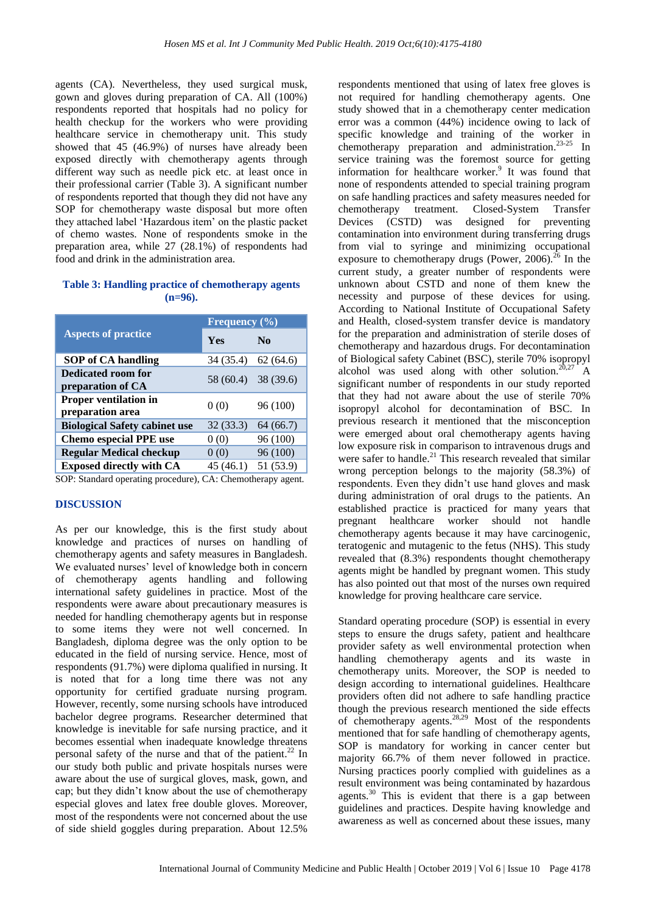agents (CA). Nevertheless, they used surgical musk, gown and gloves during preparation of CA. All (100%) respondents reported that hospitals had no policy for health checkup for the workers who were providing healthcare service in chemotherapy unit. This study showed that 45 (46.9%) of nurses have already been exposed directly with chemotherapy agents through different way such as needle pick etc. at least once in their professional carrier (Table 3). A significant number of respondents reported that though they did not have any SOP for chemotherapy waste disposal but more often they attached label 'Hazardous item' on the plastic packet of chemo wastes. None of respondents smoke in the preparation area, while 27 (28.1%) of respondents had food and drink in the administration area.

**Table 3: Handling practice of chemotherapy agents (n=96).**

| Aspects of practice | Frequency (%) | |
|---|---|---|
| | Yes | No |
| SOP of CA handling | 34 (35.4) | 62 (64.6) |
| Dedicated room for preparation of CA | 58 (60.4) | 38 (39.6) |
| Proper ventilation in preparation area | 0 (0) | 96 (100) |
| Biological Safety cabinet use | 32 (33.3) | 64 (66.7) |
| Chemo especial PPE use | 0 (0) | 96 (100) |
| Regular Medical checkup | 0 (0) | 96 (100) |
| Exposed directly with CA | 45 (46.1) | 51 (53.9) |

SOP: Standard operating procedure), CA: Chemotherapy agent.

## DISCUSSION

As per our knowledge, this is the first study about knowledge and practices of nurses on handling of chemotherapy agents and safety measures in Bangladesh. We evaluated nurses' level of knowledge both in concern of chemotherapy agents handling and following international safety guidelines in practice. Most of the respondents were aware about precautionary measures is needed for handling chemotherapy agents but in response to some items they were not well concerned. In Bangladesh, diploma degree was the only option to be educated in the field of nursing service. Hence, most of respondents (91.7%) were diploma qualified in nursing. It is noted that for a long time there was not any opportunity for certified graduate nursing program. However, recently, some nursing schools have introduced bachelor degree programs. Researcher determined that knowledge is inevitable for safe nursing practice, and it becomes essential when inadequate knowledge threatens personal safety of the nurse and that of the patient.[22] In our study both public and private hospitals nurses were aware about the use of surgical gloves, mask, gown, and cap; but they didn't know about the use of chemotherapy especial gloves and latex free double gloves. Moreover, most of the respondents were not concerned about the use of side shield goggles during preparation. About 12.5% respondents mentioned that using of latex free gloves is not required for handling chemotherapy agents. One study showed that in a chemotherapy center medication error was a common (44%) incidence owing to lack of specific knowledge and training of the worker in chemotherapy preparation and administration.[23-25] In service training was the foremost source for getting information for healthcare worker.[9] It was found that none of respondents attended to special training program on safe handling practices and safety measures needed for chemotherapy treatment. Closed-System Transfer Devices (CSTD) was designed for preventing contamination into environment during transferring drugs from vial to syringe and minimizing occupational exposure to chemotherapy drugs (Power, 2006).[26] In the current study, a greater number of respondents were unknown about CSTD and none of them knew the necessity and purpose of these devices for using. According to National Institute of Occupational Safety and Health, closed-system transfer device is mandatory for the preparation and administration of sterile doses of chemotherapy and hazardous drugs. For decontamination of Biological safety Cabinet (BSC), sterile 70% isopropyl alcohol was used along with other solution.[20,27] A significant number of respondents in our study reported that they had not aware about the use of sterile 70% isopropyl alcohol for decontamination of BSC. In previous research it mentioned that the misconception were emerged about oral chemotherapy agents having low exposure risk in comparison to intravenous drugs and were safer to handle.[21] This research revealed that similar wrong perception belongs to the majority (58.3%) of respondents. Even they didn't use hand gloves and mask during administration of oral drugs to the patients. An established practice is practiced for many years that pregnant healthcare worker should not handle chemotherapy agents because it may have carcinogenic, teratogenic and mutagenic to the fetus (NHS). This study revealed that (8.3%) respondents thought chemotherapy agents might be handled by pregnant women. This study has also pointed out that most of the nurses own required knowledge for proving healthcare care service.

Standard operating procedure (SOP) is essential in every steps to ensure the drugs safety, patient and healthcare provider safety as well environmental protection when handling chemotherapy agents and its waste in chemotherapy units. Moreover, the SOP is needed to design according to international guidelines. Healthcare providers often did not adhere to safe handling practice though the previous research mentioned the side effects of chemotherapy agents.[28,29] Most of the respondents mentioned that for safe handling of chemotherapy agents, SOP is mandatory for working in cancer center but majority 66.7% of them never followed in practice. Nursing practices poorly complied with guidelines as a result environment was being contaminated by hazardous agents.[30] This is evident that there is a gap between guidelines and practices. Despite having knowledge and awareness as well as concerned about these issues, many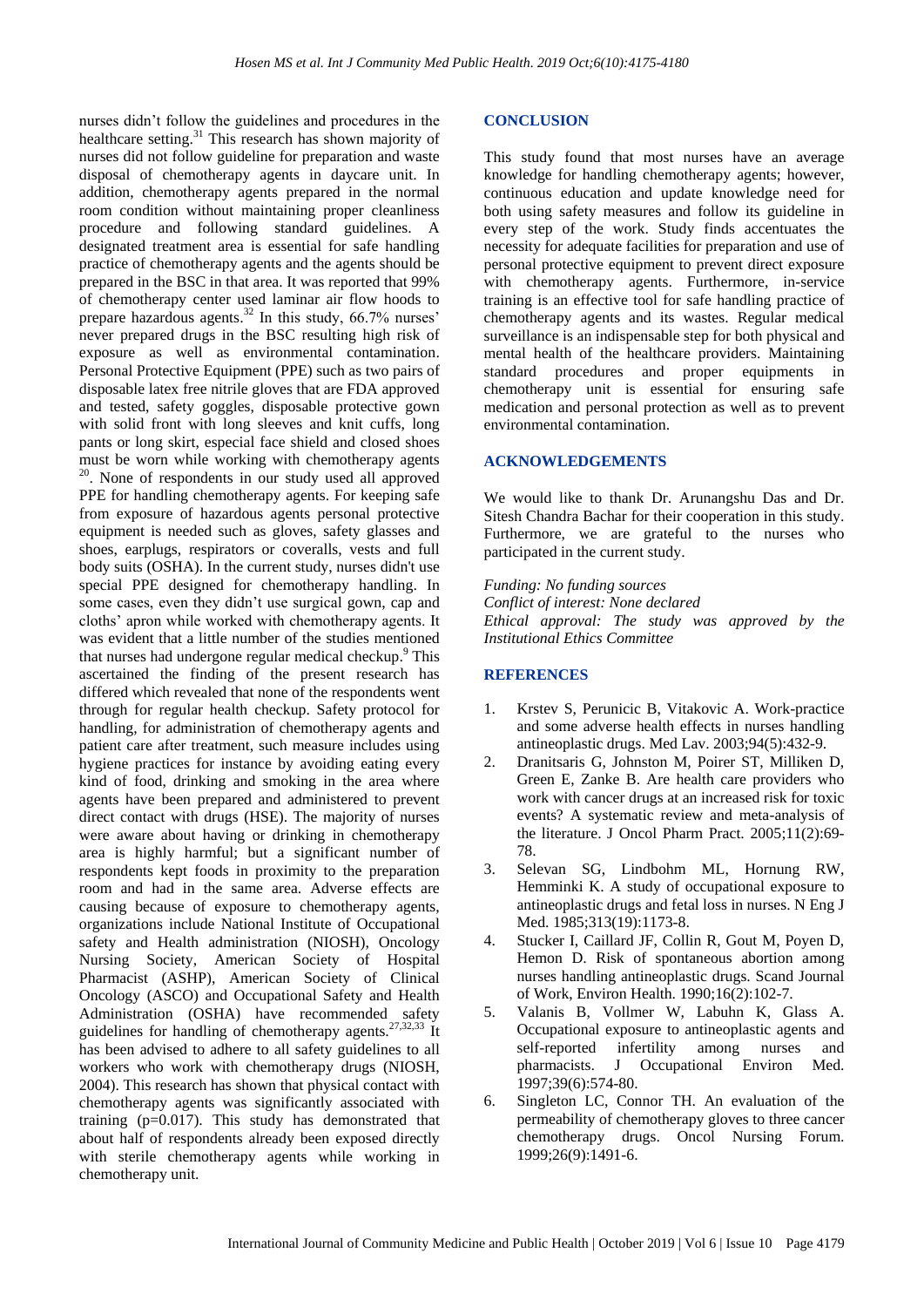nurses didn't follow the guidelines and procedures in the healthcare setting.[31] This research has shown majority of nurses did not follow guideline for preparation and waste disposal of chemotherapy agents in daycare unit. In addition, chemotherapy agents prepared in the normal room condition without maintaining proper cleanliness procedure and following standard guidelines. A designated treatment area is essential for safe handling practice of chemotherapy agents and the agents should be prepared in the BSC in that area. It was reported that 99% of chemotherapy center used laminar air flow hoods to prepare hazardous agents.[32] In this study, 66.7% nurses' never prepared drugs in the BSC resulting high risk of exposure as well as environmental contamination. Personal Protective Equipment (PPE) such as two pairs of disposable latex free nitrile gloves that are FDA approved and tested, safety goggles, disposable protective gown with solid front with long sleeves and knit cuffs, long pants or long skirt, especial face shield and closed shoes must be worn while working with chemotherapy agents [20]. None of respondents in our study used all approved PPE for handling chemotherapy agents. For keeping safe from exposure of hazardous agents personal protective equipment is needed such as gloves, safety glasses and shoes, earplugs, respirators or coveralls, vests and full body suits (OSHA). In the current study, nurses didn't use special PPE designed for chemotherapy handling. In some cases, even they didn't use surgical gown, cap and cloths' apron while worked with chemotherapy agents. It was evident that a little number of the studies mentioned that nurses had undergone regular medical checkup.[9] This ascertained the finding of the present research has differed which revealed that none of the respondents went through for regular health checkup. Safety protocol for handling, for administration of chemotherapy agents and patient care after treatment, such measure includes using hygiene practices for instance by avoiding eating every kind of food, drinking and smoking in the area where agents have been prepared and administered to prevent direct contact with drugs (HSE). The majority of nurses were aware about having or drinking in chemotherapy area is highly harmful; but a significant number of respondents kept foods in proximity to the preparation room and had in the same area. Adverse effects are causing because of exposure to chemotherapy agents, organizations include National Institute of Occupational safety and Health administration (NIOSH), Oncology Nursing Society, American Society of Hospital Pharmacist (ASHP), American Society of Clinical Oncology (ASCO) and Occupational Safety and Health Administration (OSHA) have recommended safety guidelines for handling of chemotherapy agents.[27,32,33] It has been advised to adhere to all safety guidelines to all workers who work with chemotherapy drugs (NIOSH, 2004). This research has shown that physical contact with chemotherapy agents was significantly associated with training ($p=0.017$). This study has demonstrated that about half of respondents already been exposed directly with sterile chemotherapy agents while working in chemotherapy unit.

## CONCLUSION

This study found that most nurses have an average knowledge for handling chemotherapy agents; however, continuous education and update knowledge need for both using safety measures and follow its guideline in every step of the work. Study finds accentuates the necessity for adequate facilities for preparation and use of personal protective equipment to prevent direct exposure with chemotherapy agents. Furthermore, in-service training is an effective tool for safe handling practice of chemotherapy agents and its wastes. Regular medical surveillance is an indispensable step for both physical and mental health of the healthcare providers. Maintaining standard procedures and proper equipments in chemotherapy unit is essential for ensuring safe medication and personal protection as well as to prevent environmental contamination.

## ACKNOWLEDGEMENTS

We would like to thank Dr. Arunangshu Das and Dr. Sitesh Chandra Bachar for their cooperation in this study. Furthermore, we are grateful to the nurses who participated in the current study.

*Funding: No funding sources*
*Conflict of interest: None declared*
*Ethical approval: The study was approved by the Institutional Ethics Committee*

## REFERENCES

1. Krstev S, Perunicic B, Vitakovic A. Work-practice and some adverse health effects in nurses handling antineoplastic drugs. Med Lav. 2003;94(5):432-9.
2. Dranitsaris G, Johnston M, Poirer ST, Milliken D, Green E, Zanke B. Are health care providers who work with cancer drugs at an increased risk for toxic events? A systematic review and meta-analysis of the literature. J Oncol Pharm Pract. 2005;11(2):69-78.
3. Selevan SG, Lindbohm ML, Hornung RW, Hemminki K. A study of occupational exposure to antineoplastic drugs and fetal loss in nurses. N Eng J Med. 1985;313(19):1173-8.
4. Stucker I, Caillard JF, Collin R, Gout M, Poyen D, Hemon D. Risk of spontaneous abortion among nurses handling antineoplastic drugs. Scand Journal of Work, Environ Health. 1990;16(2):102-7.
5. Valanis B, Vollmer W, Labuhn K, Glass A. Occupational exposure to antineoplastic agents and self-reported infertility among nurses and pharmacists. J Occupational Environ Med. 1997;39(6):574-80.
6. Singleton LC, Connor TH. An evaluation of the permeability of chemotherapy gloves to three cancer chemotherapy drugs. Oncol Nursing Forum. 1999;26(9):1491-6.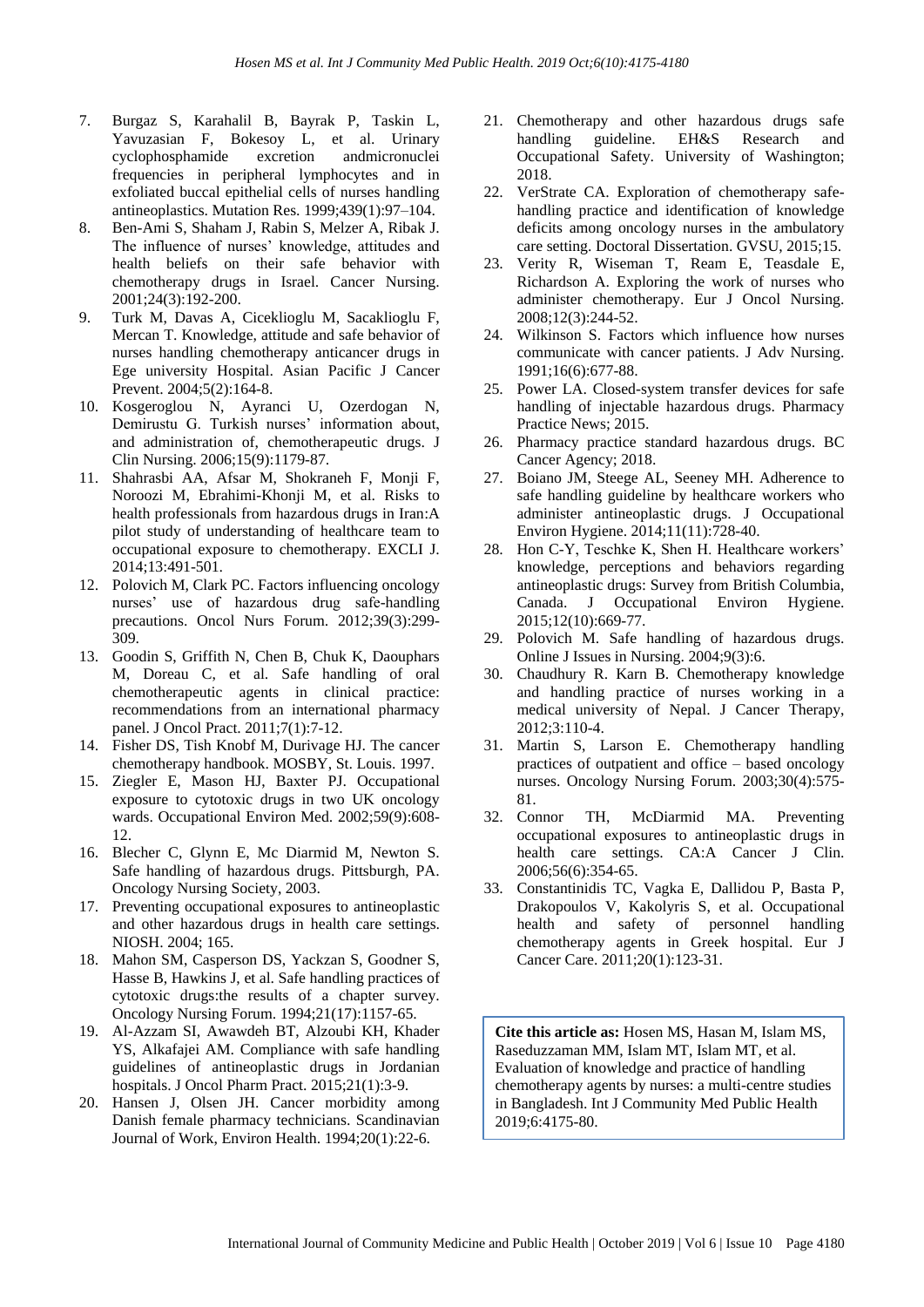7. Burgaz S, Karahalil B, Bayrak P, Taskin L, Yavuzasian F, Bokesoy L, et al. Urinary cyclophosphamide excretion andmicronuclei frequencies in peripheral lymphocytes and in exfoliated buccal epithelial cells of nurses handling antineoplastics. Mutation Res. 1999;439(1):97–104.
8. Ben-Ami S, Shaham J, Rabin S, Melzer A, Ribak J. The influence of nurses' knowledge, attitudes and health beliefs on their safe behavior with chemotherapy drugs in Israel. Cancer Nursing. 2001;24(3):192-200.
9. Turk M, Davas A, Ciceklioglu M, Sacaklioglu F, Mercan T. Knowledge, attitude and safe behavior of nurses handling chemotherapy anticancer drugs in Ege university Hospital. Asian Pacific J Cancer Prevent. 2004;5(2):164-8.
10. Kosgeroglou N, Ayranci U, Ozerdogan N, Demirustu G. Turkish nurses' information about, and administration of, chemotherapeutic drugs. J Clin Nursing. 2006;15(9):1179-87.
11. Shahrasbi AA, Afsar M, Shokraneh F, Monji F, Noroozi M, Ebrahimi-Khonji M, et al. Risks to health professionals from hazardous drugs in Iran:A pilot study of understanding of healthcare team to occupational exposure to chemotherapy. EXCLI J. 2014;13:491-501.
12. Polovich M, Clark PC. Factors influencing oncology nurses' use of hazardous drug safe-handling precautions. Oncol Nurs Forum. 2012;39(3):299-309.
13. Goodin S, Griffith N, Chen B, Chuk K, Daouphars M, Doreau C, et al. Safe handling of oral chemotherapeutic agents in clinical practice: recommendations from an international pharmacy panel. J Oncol Pract. 2011;7(1):7-12.
14. Fisher DS, Tish Knobf M, Durivage HJ. The cancer chemotherapy handbook. MOSBY, St. Louis. 1997.
15. Ziegler E, Mason HJ, Baxter PJ. Occupational exposure to cytotoxic drugs in two UK oncology wards. Occupational Environ Med. 2002;59(9):608-12.
16. Blecher C, Glynn E, Mc Diarmid M, Newton S. Safe handling of hazardous drugs. Pittsburgh, PA. Oncology Nursing Society, 2003.
17. Preventing occupational exposures to antineoplastic and other hazardous drugs in health care settings. NIOSH. 2004; 165.
18. Mahon SM, Casperson DS, Yackzan S, Goodner S, Hasse B, Hawkins J, et al. Safe handling practices of cytotoxic drugs:the results of a chapter survey. Oncology Nursing Forum. 1994;21(17):1157-65.
19. Al-Azzam SI, Awawdeh BT, Alzoubi KH, Khader YS, Alkafajei AM. Compliance with safe handling guidelines of antineoplastic drugs in Jordanian hospitals. J Oncol Pharm Pract. 2015;21(1):3-9.
20. Hansen J, Olsen JH. Cancer morbidity among Danish female pharmacy technicians. Scandinavian Journal of Work, Environ Health. 1994;20(1):22-6.
21. Chemotherapy and other hazardous drugs safe handling guideline. EH&S Research and Occupational Safety. University of Washington; 2018.
22. VerStrate CA. Exploration of chemotherapy safe-handling practice and identification of knowledge deficits among oncology nurses in the ambulatory care setting. Doctoral Dissertation. GVSU, 2015;15.
23. Verity R, Wiseman T, Ream E, Teasdale E, Richardson A. Exploring the work of nurses who administer chemotherapy. Eur J Oncol Nursing. 2008;12(3):244-52.
24. Wilkinson S. Factors which influence how nurses communicate with cancer patients. J Adv Nursing. 1991;16(6):677-88.
25. Power LA. Closed-system transfer devices for safe handling of injectable hazardous drugs. Pharmacy Practice News; 2015.
26. Pharmacy practice standard hazardous drugs. BC Cancer Agency; 2018.
27. Boiano JM, Steege AL, Seeney MH. Adherence to safe handling guideline by healthcare workers who administer antineoplastic drugs. J Occupational Environ Hygiene. 2014;11(11):728-40.
28. Hon C-Y, Teschke K, Shen H. Healthcare workers' knowledge, perceptions and behaviors regarding antineoplastic drugs: Survey from British Columbia, Canada. J Occupational Environ Hygiene. 2015;12(10):669-77.
29. Polovich M. Safe handling of hazardous drugs. Online J Issues in Nursing. 2004;9(3):6.
30. Chaudhury R. Karn B. Chemotherapy knowledge and handling practice of nurses working in a medical university of Nepal. J Cancer Therapy, 2012;3:110-4.
31. Martin S, Larson E. Chemotherapy handling practices of outpatient and office – based oncology nurses. Oncology Nursing Forum. 2003;30(4):575-81.
32. Connor TH, McDiarmid MA. Preventing occupational exposures to antineoplastic drugs in health care settings. CA:A Cancer J Clin. 2006;56(6):354-65.
33. Constantinidis TC, Vagka E, Dallidou P, Basta P, Drakopoulos V, Kakolyris S, et al. Occupational health and safety of personnel handling chemotherapy agents in Greek hospital. Eur J Cancer Care. 2011;20(1):123-31.

**Cite this article as:** Hosen MS, Hasan M, Islam MS, Raseduzzaman MM, Islam MT, Islam MT, et al. Evaluation of knowledge and practice of handling chemotherapy agents by nurses: a multi-centre studies in Bangladesh. Int J Community Med Public Health 2019;6:4175-80.